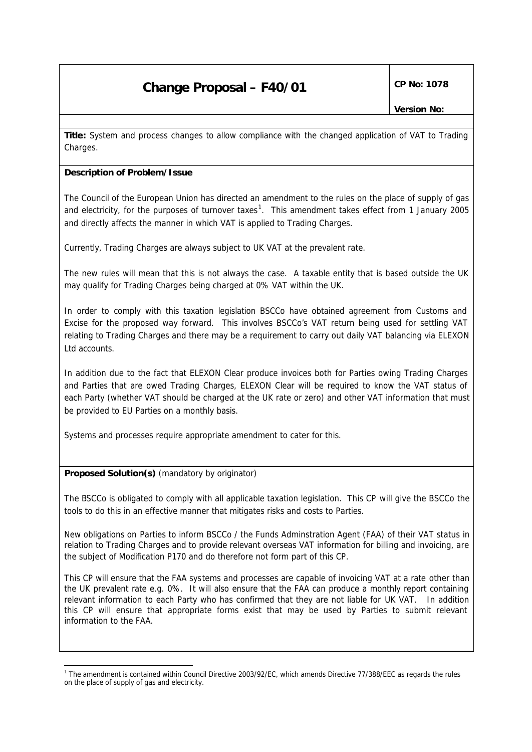# Change Proposal – F40/01

**CP No: 1078**

**Version No:**

**Title:** System and process changes to allow compliance with the changed application of VAT to Trading Charges.

**Description of Problem/Issue**

The Council of the European Union has directed an amendment to the rules on the place of supply of gas and electricity, for the purposes of turnover taxes[1]. This amendment takes effect from 1 January 2005 and directly affects the manner in which VAT is applied to Trading Charges.

Currently, Trading Charges are always subject to UK VAT at the prevalent rate.

The new rules will mean that this is not always the case. A taxable entity that is based outside the UK may qualify for Trading Charges being charged at 0% VAT within the UK.

In order to comply with this taxation legislation BSCCo have obtained agreement from Customs and Excise for the proposed way forward. This involves BSCCo's VAT return being used for settling VAT relating to Trading Charges and there may be a requirement to carry out daily VAT balancing via ELEXON Ltd accounts.

In addition due to the fact that ELEXON Clear produce invoices both for Parties owing Trading Charges and Parties that are owed Trading Charges, ELEXON Clear will be required to know the VAT status of each Party (whether VAT should be charged at the UK rate or zero) and other VAT information that must be provided to EU Parties on a monthly basis.

Systems and processes require appropriate amendment to cater for this.

**Proposed Solution(s)** (mandatory by originator)

The BSCCo is obligated to comply with all applicable taxation legislation. This CP will give the BSCCo the tools to do this in an effective manner that mitigates risks and costs to Parties.

New obligations on Parties to inform BSCCo / the Funds Adminstration Agent (FAA) of their VAT status in relation to Trading Charges and to provide relevant overseas VAT information for billing and invoicing, are the subject of Modification P170 and do therefore not form part of this CP.

This CP will ensure that the FAA systems and processes are capable of invoicing VAT at a rate other than the UK prevalent rate e.g. 0%. It will also ensure that the FAA can produce a monthly report containing relevant information to each Party who has confirmed that they are not liable for UK VAT. In addition this CP will ensure that appropriate forms exist that may be used by Parties to submit relevant information to the FAA.

[1] The amendment is contained within Council Directive 2003/92/EC, which amends Directive 77/388/EEC as regards the rules on the place of supply of gas and electricity.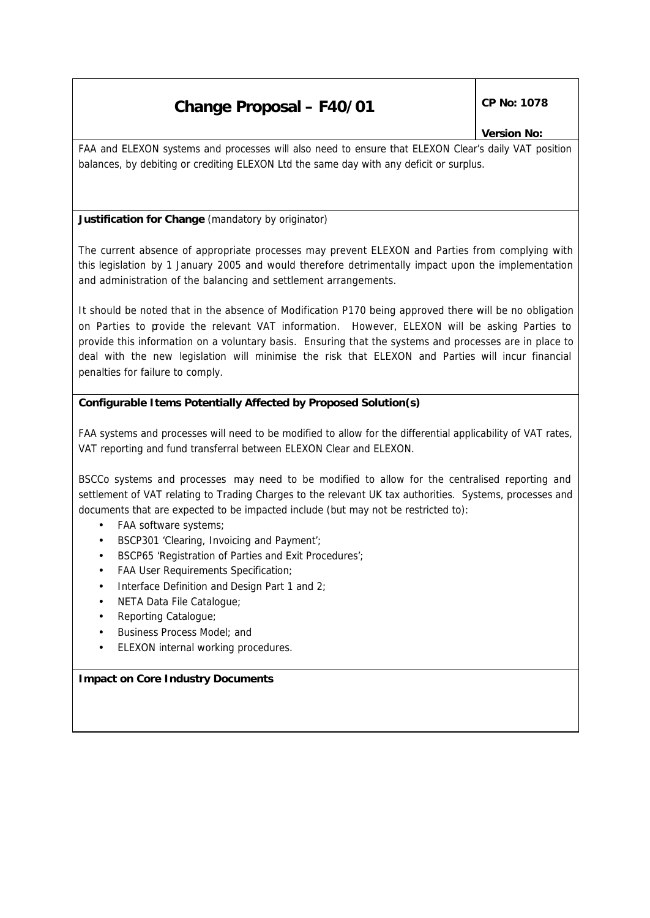FAA and ELEXON systems and processes will also need to ensure that ELEXON Clear's daily VAT position balances, by debiting or crediting ELEXON Ltd the same day with any deficit or surplus.

**Justification for Change** (mandatory by originator)

The current absence of appropriate processes may prevent ELEXON and Parties from complying with this legislation by 1 January 2005 and would therefore detrimentally impact upon the implementation and administration of the balancing and settlement arrangements.

It should be noted that in the absence of Modification P170 being approved there will be no obligation on Parties to provide the relevant VAT information. However, ELEXON will be asking Parties to provide this information on a voluntary basis. Ensuring that the systems and processes are in place to deal with the new legislation will minimise the risk that ELEXON and Parties will incur financial penalties for failure to comply.

**Configurable Items Potentially Affected by Proposed Solution(s)**

FAA systems and processes will need to be modified to allow for the differential applicability of VAT rates, VAT reporting and fund transferral between ELEXON Clear and ELEXON.

BSCCo systems and processes may need to be modified to allow for the centralised reporting and settlement of VAT relating to Trading Charges to the relevant UK tax authorities. Systems, processes and documents that are expected to be impacted include (but may not be restricted to):

- FAA software systems;
- BSCP301 'Clearing, Invoicing and Payment';
- BSCP65 'Registration of Parties and Exit Procedures';
- FAA User Requirements Specification;
- Interface Definition and Design Part 1 and 2;
- NETA Data File Catalogue;
- Reporting Catalogue;
- Business Process Model; and
- ELEXON internal working procedures.

**Impact on Core Industry Documents**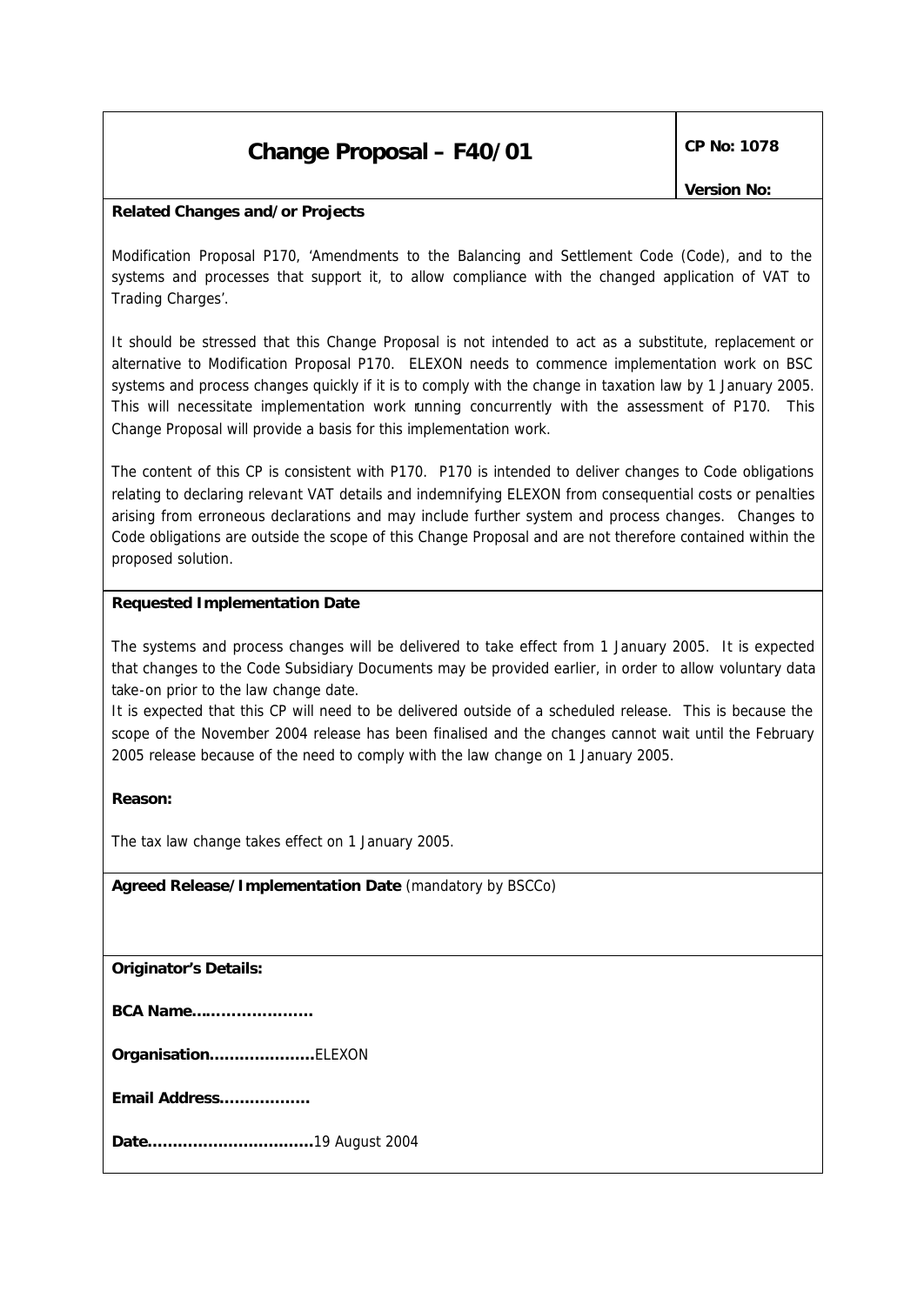# Change Proposal – F40/01

**CP No: 1078**

**Version No:**

**Related Changes and/or Projects**

Modification Proposal P170, 'Amendments to the Balancing and Settlement Code (Code), and to the systems and processes that support it, to allow compliance with the changed application of VAT to Trading Charges'.

It should be stressed that this Change Proposal is not intended to act as a substitute, replacement or alternative to Modification Proposal P170. ELEXON needs to commence implementation work on BSC systems and process changes quickly if it is to comply with the change in taxation law by 1 January 2005. This will necessitate implementation work running concurrently with the assessment of P170. This Change Proposal will provide a basis for this implementation work.

The content of this CP is consistent with P170. P170 is intended to deliver changes to Code obligations relating to declaring relevant VAT details and indemnifying ELEXON from consequential costs or penalties arising from erroneous declarations and may include further system and process changes. Changes to Code obligations are outside the scope of this Change Proposal and are not therefore contained within the proposed solution.

**Requested Implementation Date**

The systems and process changes will be delivered to take effect from 1 January 2005. It is expected that changes to the Code Subsidiary Documents may be provided earlier, in order to allow voluntary data take-on prior to the law change date.

It is expected that this CP will need to be delivered outside of a scheduled release. This is because the scope of the November 2004 release has been finalised and the changes cannot wait until the February 2005 release because of the need to comply with the law change on 1 January 2005.

**Reason:**

The tax law change takes effect on 1 January 2005.

**Agreed Release/Implementation Date** (mandatory by BSCCo)

**Originator's Details:**

**BCA Name……………………**

**Organisation…………………**ELEXON

**Email Address………………**

**Date……………………………**19 August 2004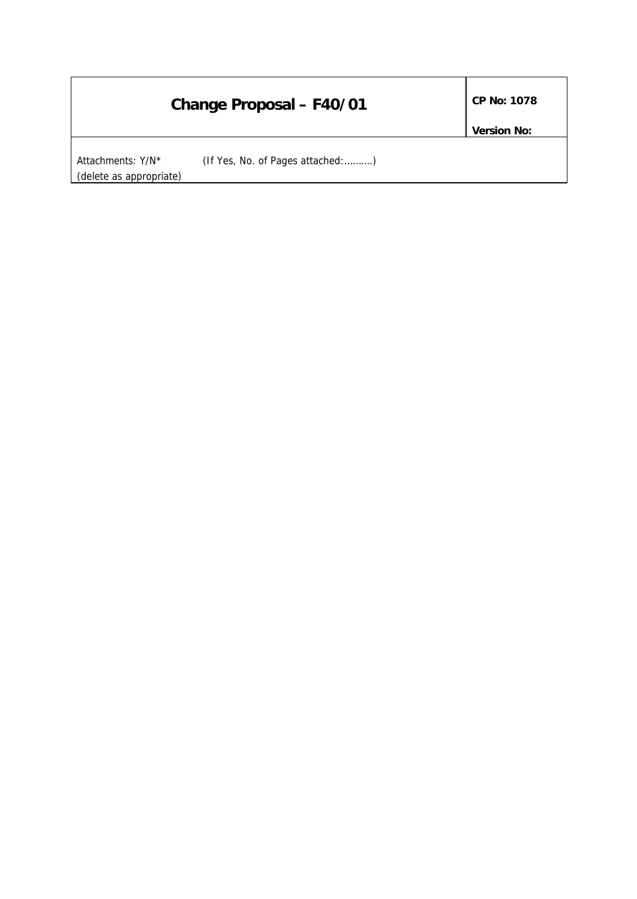| Change Proposal – F40/01 | CP No: 1078<br><br>Version No: |
|---|---|
| Attachments: Y/N* (If Yes, No. of Pages attached:..........)<br>(delete as appropriate) | |